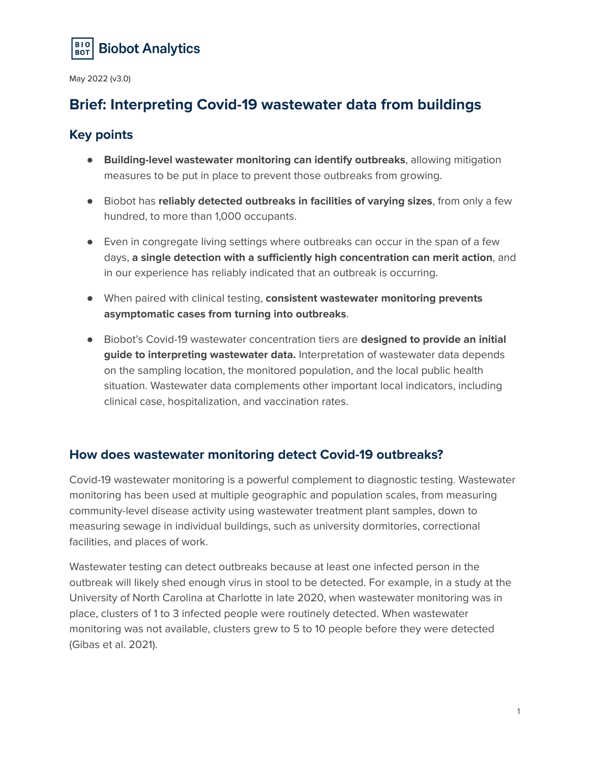Biobot Analytics

May 2022 (v3.0)

# Brief: Interpreting Covid-19 wastewater data from buildings

## Key points

- **Building-level wastewater monitoring can identify outbreaks**, allowing mitigation measures to be put in place to prevent those outbreaks from growing.
- Biobot has **reliably detected outbreaks in facilities of varying sizes**, from only a few hundred, to more than 1,000 occupants.
- Even in congregate living settings where outbreaks can occur in the span of a few days, **a single detection with a sufficiently high concentration can merit action**, and in our experience has reliably indicated that an outbreak is occurring.
- When paired with clinical testing, **consistent wastewater monitoring prevents asymptomatic cases from turning into outbreaks**.
- Biobot's Covid-19 wastewater concentration tiers are **designed to provide an initial guide to interpreting wastewater data.** Interpretation of wastewater data depends on the sampling location, the monitored population, and the local public health situation. Wastewater data complements other important local indicators, including clinical case, hospitalization, and vaccination rates.

## How does wastewater monitoring detect Covid-19 outbreaks?

Covid-19 wastewater monitoring is a powerful complement to diagnostic testing. Wastewater monitoring has been used at multiple geographic and population scales, from measuring community-level disease activity using wastewater treatment plant samples, down to measuring sewage in individual buildings, such as university dormitories, correctional facilities, and places of work.

Wastewater testing can detect outbreaks because at least one infected person in the outbreak will likely shed enough virus in stool to be detected. For example, in a study at the University of North Carolina at Charlotte in late 2020, when wastewater monitoring was in place, clusters of 1 to 3 infected people were routinely detected. When wastewater monitoring was not available, clusters grew to 5 to 10 people before they were detected (Gibas et al. 2021).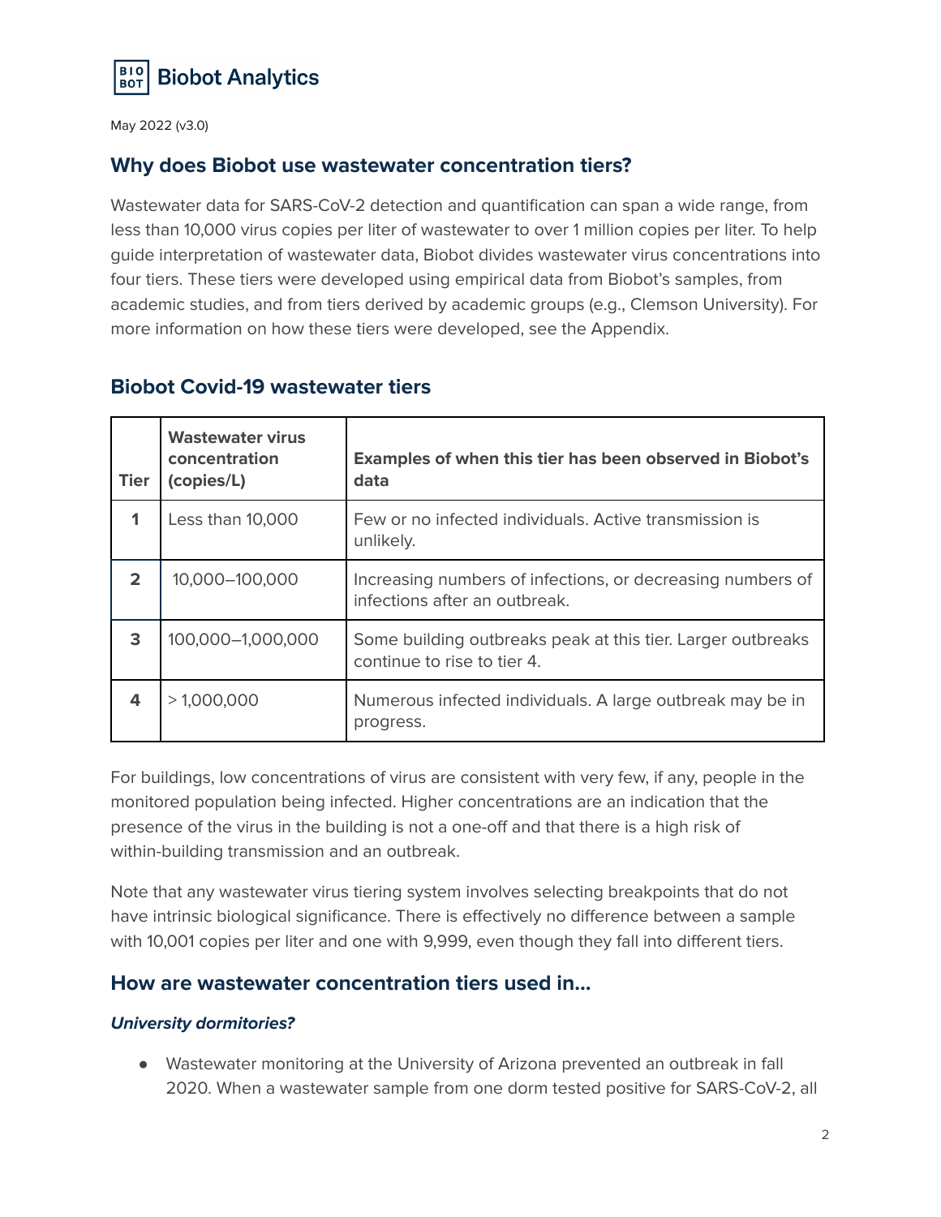Biobot Analytics

May 2022 (v3.0)

## Why does Biobot use wastewater concentration tiers?

Wastewater data for SARS-CoV-2 detection and quantification can span a wide range, from less than 10,000 virus copies per liter of wastewater to over 1 million copies per liter. To help guide interpretation of wastewater data, Biobot divides wastewater virus concentrations into four tiers. These tiers were developed using empirical data from Biobot's samples, from academic studies, and from tiers derived by academic groups (e.g., Clemson University). For more information on how these tiers were developed, see the Appendix.

## Biobot Covid-19 wastewater tiers

| Tier | Wastewater virus concentration (copies/L) | Examples of when this tier has been observed in Biobot's data |
|---|---|---|
| **1** | Less than 10,000 | Few or no infected individuals. Active transmission is unlikely. |
| **2** | 10,000–100,000 | Increasing numbers of infections, or decreasing numbers of infections after an outbreak. |
| **3** | 100,000–1,000,000 | Some building outbreaks peak at this tier. Larger outbreaks continue to rise to tier 4. |
| **4** | > 1,000,000 | Numerous infected individuals. A large outbreak may be in progress. |

For buildings, low concentrations of virus are consistent with very few, if any, people in the monitored population being infected. Higher concentrations are an indication that the presence of the virus in the building is not a one-off and that there is a high risk of within-building transmission and an outbreak.

Note that any wastewater virus tiering system involves selecting breakpoints that do not have intrinsic biological significance. There is effectively no difference between a sample with 10,001 copies per liter and one with 9,999, even though they fall into different tiers.

## How are wastewater concentration tiers used in...

### *University dormitories?*

- Wastewater monitoring at the University of Arizona prevented an outbreak in fall 2020. When a wastewater sample from one dorm tested positive for SARS-CoV-2, all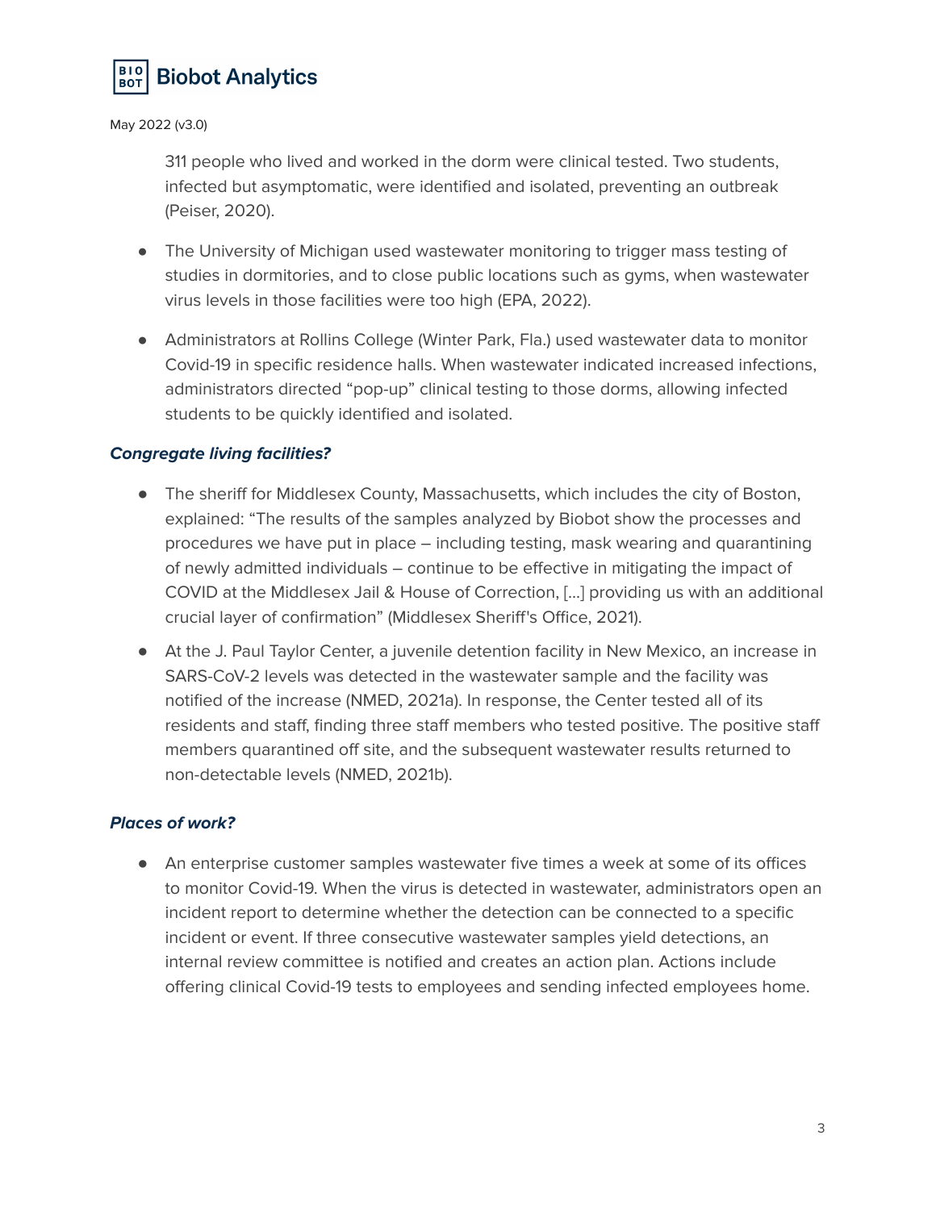311 people who lived and worked in the dorm were clinical tested. Two students, infected but asymptomatic, were identified and isolated, preventing an outbreak (Peiser, 2020).

- The University of Michigan used wastewater monitoring to trigger mass testing of studies in dormitories, and to close public locations such as gyms, when wastewater virus levels in those facilities were too high (EPA, 2022).
- Administrators at Rollins College (Winter Park, Fla.) used wastewater data to monitor Covid-19 in specific residence halls. When wastewater indicated increased infections, administrators directed "pop-up" clinical testing to those dorms, allowing infected students to be quickly identified and isolated.

### ***Congregate living facilities?***

- The sheriff for Middlesex County, Massachusetts, which includes the city of Boston, explained: "The results of the samples analyzed by Biobot show the processes and procedures we have put in place – including testing, mask wearing and quarantining of newly admitted individuals – continue to be effective in mitigating the impact of COVID at the Middlesex Jail & House of Correction, [...] providing us with an additional crucial layer of confirmation" (Middlesex Sheriff's Office, 2021).
- At the J. Paul Taylor Center, a juvenile detention facility in New Mexico, an increase in SARS-CoV-2 levels was detected in the wastewater sample and the facility was notified of the increase (NMED, 2021a). In response, the Center tested all of its residents and staff, finding three staff members who tested positive. The positive staff members quarantined off site, and the subsequent wastewater results returned to non-detectable levels (NMED, 2021b).

### ***Places of work?***

- An enterprise customer samples wastewater five times a week at some of its offices to monitor Covid-19. When the virus is detected in wastewater, administrators open an incident report to determine whether the detection can be connected to a specific incident or event. If three consecutive wastewater samples yield detections, an internal review committee is notified and creates an action plan. Actions include offering clinical Covid-19 tests to employees and sending infected employees home.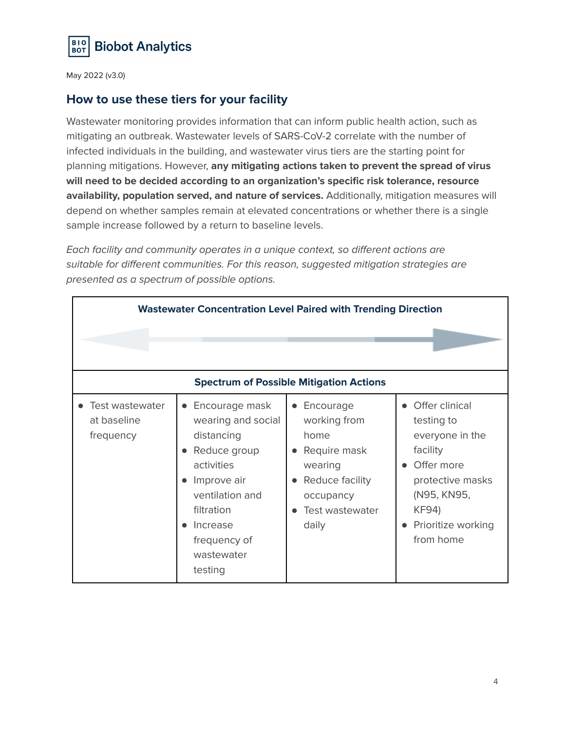May 2022 (v3.0)

## How to use these tiers for your facility

Wastewater monitoring provides information that can inform public health action, such as mitigating an outbreak. Wastewater levels of SARS-CoV-2 correlate with the number of infected individuals in the building, and wastewater virus tiers are the starting point for planning mitigations. However, **any mitigating actions taken to prevent the spread of virus will need to be decided according to an organization's specific risk tolerance, resource availability, population served, and nature of services.** Additionally, mitigation measures will depend on whether samples remain at elevated concentrations or whether there is a single sample increase followed by a return to baseline levels.

*Each facility and community operates in a unique context, so different actions are suitable for different communities. For this reason, suggested mitigation strategies are presented as a spectrum of possible options.*

| **Wastewater Concentration Level Paired with Trending Direction** | | | |
|---|---|---|---|
| **Spectrum of Possible Mitigation Actions** | | | |
| • Test wastewater at baseline frequency | • Encourage mask wearing and social distancing<br>• Reduce group activities<br>• Improve air ventilation and filtration<br>• Increase frequency of wastewater testing | • Encourage working from home<br>• Require mask wearing<br>• Reduce facility occupancy<br>• Test wastewater daily | • Offer clinical testing to everyone in the facility<br>• Offer more protective masks (N95, KN95, KF94)<br>• Prioritize working from home |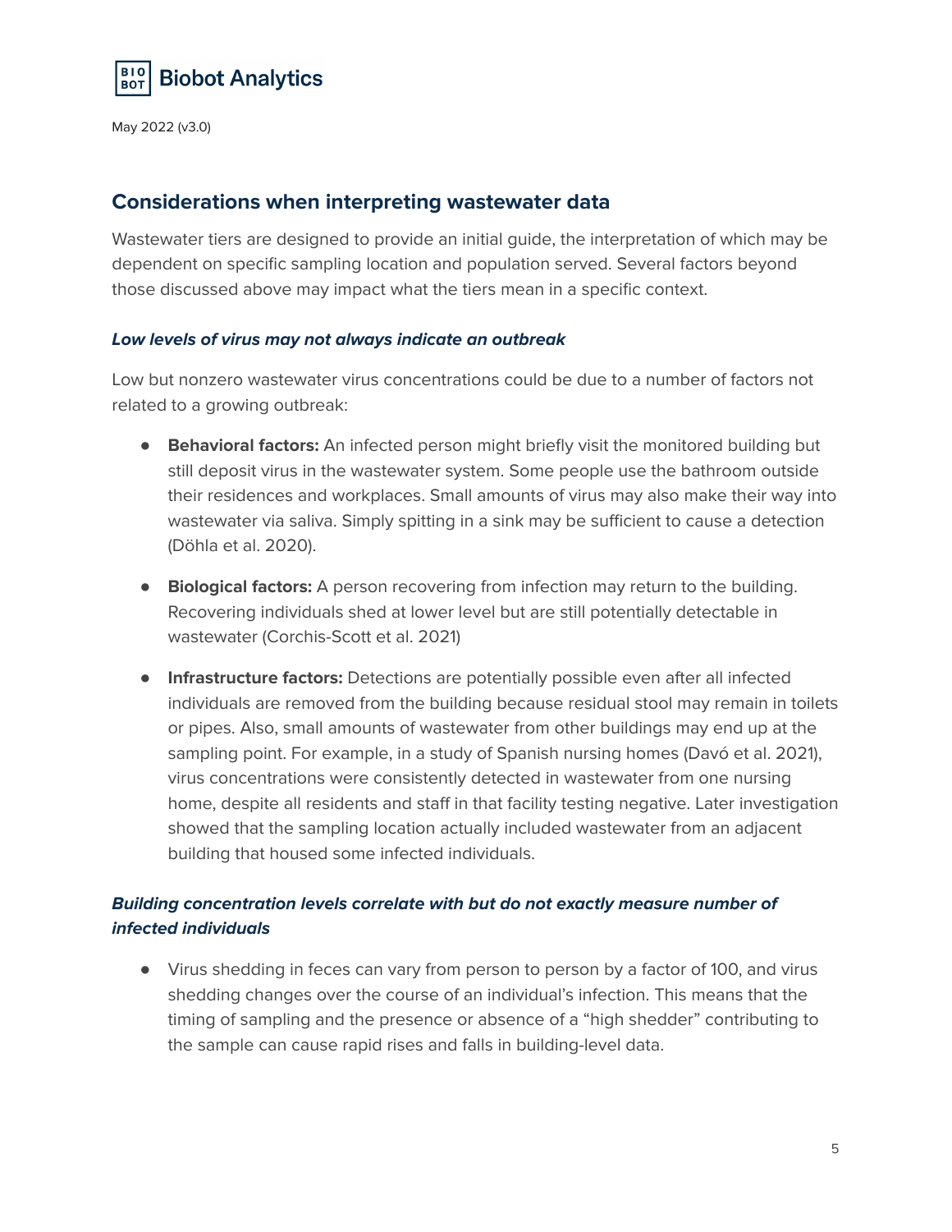## Considerations when interpreting wastewater data

Wastewater tiers are designed to provide an initial guide, the interpretation of which may be dependent on specific sampling location and population served. Several factors beyond those discussed above may impact what the tiers mean in a specific context.

### ***Low levels of virus may not always indicate an outbreak***

Low but nonzero wastewater virus concentrations could be due to a number of factors not related to a growing outbreak:

- **Behavioral factors:** An infected person might briefly visit the monitored building but still deposit virus in the wastewater system. Some people use the bathroom outside their residences and workplaces. Small amounts of virus may also make their way into wastewater via saliva. Simply spitting in a sink may be sufficient to cause a detection (Döhla et al. 2020).

- **Biological factors:** A person recovering from infection may return to the building. Recovering individuals shed at lower level but are still potentially detectable in wastewater (Corchis-Scott et al. 2021)

- **Infrastructure factors:** Detections are potentially possible even after all infected individuals are removed from the building because residual stool may remain in toilets or pipes. Also, small amounts of wastewater from other buildings may end up at the sampling point. For example, in a study of Spanish nursing homes (Davó et al. 2021), virus concentrations were consistently detected in wastewater from one nursing home, despite all residents and staff in that facility testing negative. Later investigation showed that the sampling location actually included wastewater from an adjacent building that housed some infected individuals.

### ***Building concentration levels correlate with but do not exactly measure number of infected individuals***

- Virus shedding in feces can vary from person to person by a factor of 100, and virus shedding changes over the course of an individual's infection. This means that the timing of sampling and the presence or absence of a "high shedder" contributing to the sample can cause rapid rises and falls in building-level data.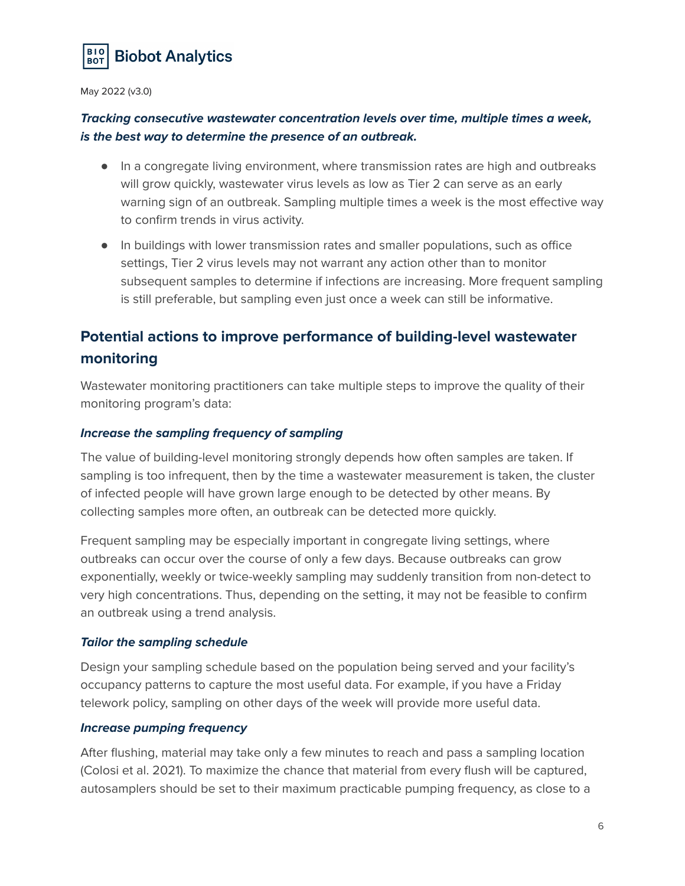***Tracking consecutive wastewater concentration levels over time, multiple times a week, is the best way to determine the presence of an outbreak.***

- In a congregate living environment, where transmission rates are high and outbreaks will grow quickly, wastewater virus levels as low as Tier 2 can serve as an early warning sign of an outbreak. Sampling multiple times a week is the most effective way to confirm trends in virus activity.
- In buildings with lower transmission rates and smaller populations, such as office settings, Tier 2 virus levels may not warrant any action other than to monitor subsequent samples to determine if infections are increasing. More frequent sampling is still preferable, but sampling even just once a week can still be informative.

## Potential actions to improve performance of building-level wastewater monitoring

Wastewater monitoring practitioners can take multiple steps to improve the quality of their monitoring program's data:

### *Increase the sampling frequency of sampling*

The value of building-level monitoring strongly depends how often samples are taken. If sampling is too infrequent, then by the time a wastewater measurement is taken, the cluster of infected people will have grown large enough to be detected by other means. By collecting samples more often, an outbreak can be detected more quickly.

Frequent sampling may be especially important in congregate living settings, where outbreaks can occur over the course of only a few days. Because outbreaks can grow exponentially, weekly or twice-weekly sampling may suddenly transition from non-detect to very high concentrations. Thus, depending on the setting, it may not be feasible to confirm an outbreak using a trend analysis.

### *Tailor the sampling schedule*

Design your sampling schedule based on the population being served and your facility's occupancy patterns to capture the most useful data. For example, if you have a Friday telework policy, sampling on other days of the week will provide more useful data.

### *Increase pumping frequency*

After flushing, material may take only a few minutes to reach and pass a sampling location (Colosi et al. 2021). To maximize the chance that material from every flush will be captured, autosamplers should be set to their maximum practicable pumping frequency, as close to a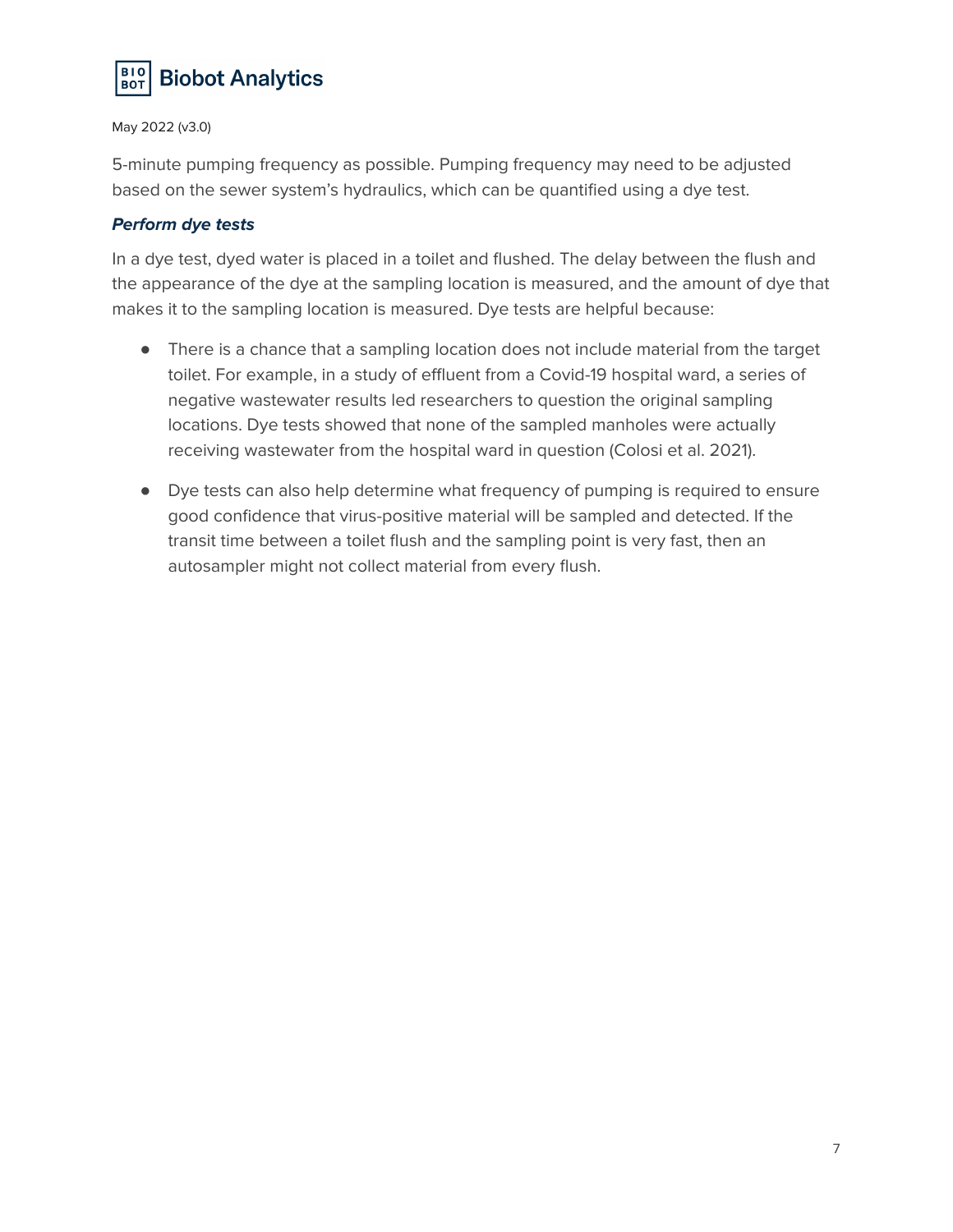5-minute pumping frequency as possible. Pumping frequency may need to be adjusted based on the sewer system's hydraulics, which can be quantified using a dye test.

***Perform dye tests***

In a dye test, dyed water is placed in a toilet and flushed. The delay between the flush and the appearance of the dye at the sampling location is measured, and the amount of dye that makes it to the sampling location is measured. Dye tests are helpful because:

- There is a chance that a sampling location does not include material from the target toilet. For example, in a study of effluent from a Covid-19 hospital ward, a series of negative wastewater results led researchers to question the original sampling locations. Dye tests showed that none of the sampled manholes were actually receiving wastewater from the hospital ward in question (Colosi et al. 2021).

- Dye tests can also help determine what frequency of pumping is required to ensure good confidence that virus-positive material will be sampled and detected. If the transit time between a toilet flush and the sampling point is very fast, then an autosampler might not collect material from every flush.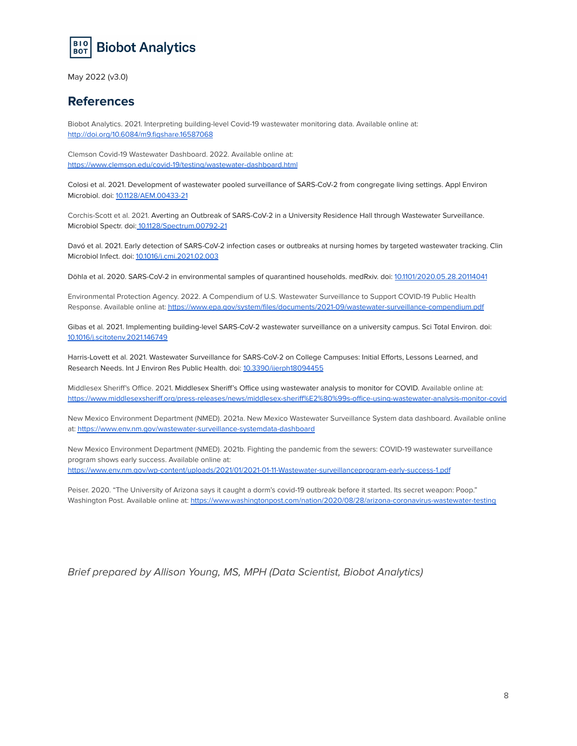May 2022 (v3.0)

## References

Biobot Analytics. 2021. Interpreting building-level Covid-19 wastewater monitoring data. Available online at: http://doi.org/10.6084/m9.figshare.16587068

Clemson Covid-19 Wastewater Dashboard. 2022. Available online at: https://www.clemson.edu/covid-19/testing/wastewater-dashboard.html

Colosi et al. 2021. Development of wastewater pooled surveillance of SARS-CoV-2 from congregate living settings. Appl Environ Microbiol. doi: 10.1128/AEM.00433-21

Corchis-Scott et al. 2021. Averting an Outbreak of SARS-CoV-2 in a University Residence Hall through Wastewater Surveillance. Microbiol Spectr. doi: 10.1128/Spectrum.00792-21

Davó et al. 2021. Early detection of SARS-CoV-2 infection cases or outbreaks at nursing homes by targeted wastewater tracking. Clin Microbiol Infect. doi: 10.1016/j.cmi.2021.02.003

Döhla et al. 2020. SARS-CoV-2 in environmental samples of quarantined households. medRxiv. doi: 10.1101/2020.05.28.20114041

Environmental Protection Agency. 2022. A Compendium of U.S. Wastewater Surveillance to Support COVID-19 Public Health Response. Available online at: https://www.epa.gov/system/files/documents/2021-09/wastewater-surveillance-compendium.pdf

Gibas et al. 2021. Implementing building-level SARS-CoV-2 wastewater surveillance on a university campus. Sci Total Environ. doi: 10.1016/j.scitotenv.2021.146749

Harris-Lovett et al. 2021. Wastewater Surveillance for SARS-CoV-2 on College Campuses: Initial Efforts, Lessons Learned, and Research Needs. Int J Environ Res Public Health. doi: 10.3390/ijerph18094455

Middlesex Sheriff's Office. 2021. Middlesex Sheriff's Office using wastewater analysis to monitor for COVID. Available online at: https://www.middlesexsheriff.org/press-releases/news/middlesex-sheriff%E2%80%99s-office-using-wastewater-analysis-monitor-covid

New Mexico Environment Department (NMED). 2021a. New Mexico Wastewater Surveillance System data dashboard. Available online at: https://www.env.nm.gov/wastewater-surveillance-systemdata-dashboard

New Mexico Environment Department (NMED). 2021b. Fighting the pandemic from the sewers: COVID-19 wastewater surveillance program shows early success. Available online at: https://www.env.nm.gov/wp-content/uploads/2021/01/2021-01-11-Wastewater-surveillanceprogram-early-success-1.pdf

Peiser. 2020. "The University of Arizona says it caught a dorm's covid-19 outbreak before it started. Its secret weapon: Poop." Washington Post. Available online at: https://www.washingtonpost.com/nation/2020/08/28/arizona-coronavirus-wastewater-testing

*Brief prepared by Allison Young, MS, MPH (Data Scientist, Biobot Analytics)*